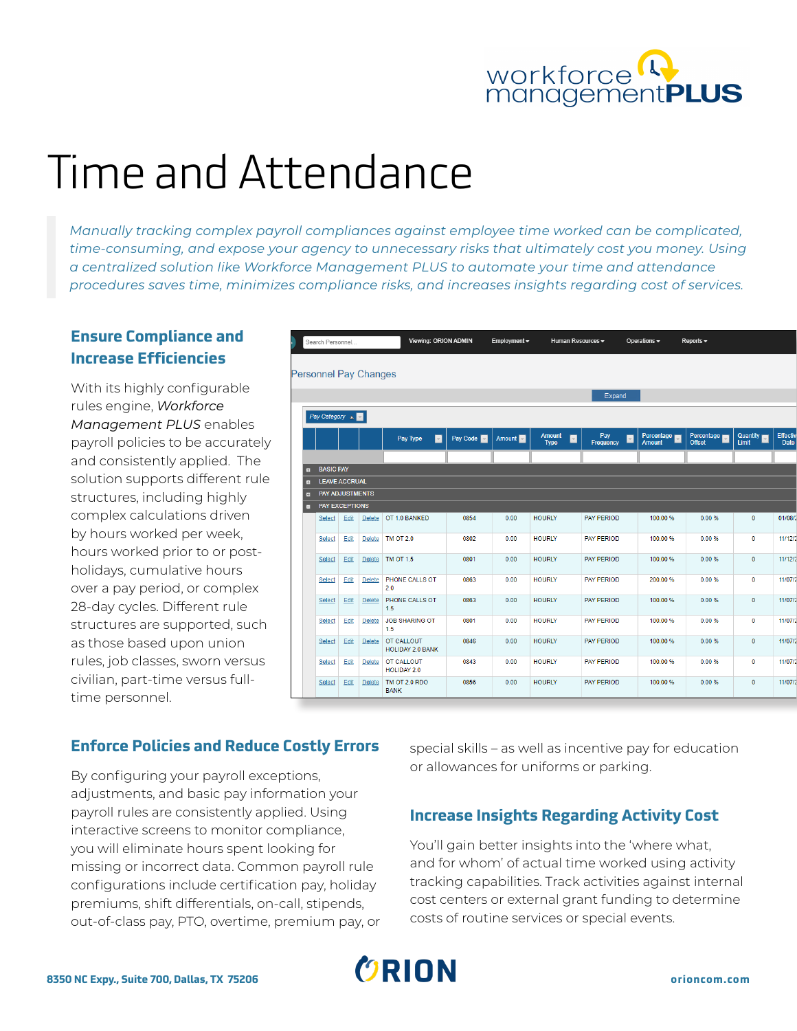# Time and Attendance

*Manually tracking complex payroll compliances against employee time worked can be complicated, time-consuming, and expose your agency to unnecessary risks that ultimately cost you money. Using a centralized solution like Workforce Management PLUS to automate your time and attendance procedures saves time, minimizes compliance risks, and increases insights regarding cost of services.*

## Ensure Compliance and Increase Efficiencies

With its highly configurable rules engine, *Workforce Management PLUS* enables payroll policies to be accurately and consistently applied. The solution supports different rule structures, including highly complex calculations driven by hours worked per week, hours worked prior to or post-holidays, cumulative hours over a pay period, or complex 28-day cycles. Different rule structures are supported, such as those based upon union rules, job classes, sworn versus civilian, part-time versus full-time personnel.

## Enforce Policies and Reduce Costly Errors

By configuring your payroll exceptions, adjustments, and basic pay information your payroll rules are consistently applied. Using interactive screens to monitor compliance, you will eliminate hours spent looking for missing or incorrect data. Common payroll rule configurations include certification pay, holiday premiums, shift differentials, on-call, stipends, out-of-class pay, PTO, overtime, premium pay, or special skills – as well as incentive pay for education or allowances for uniforms or parking.

## Increase Insights Regarding Activity Cost

You'll gain better insights into the 'where what, and for whom' of actual time worked using activity tracking capabilities. Track activities against internal cost centers or external grant funding to determine costs of routine services or special events.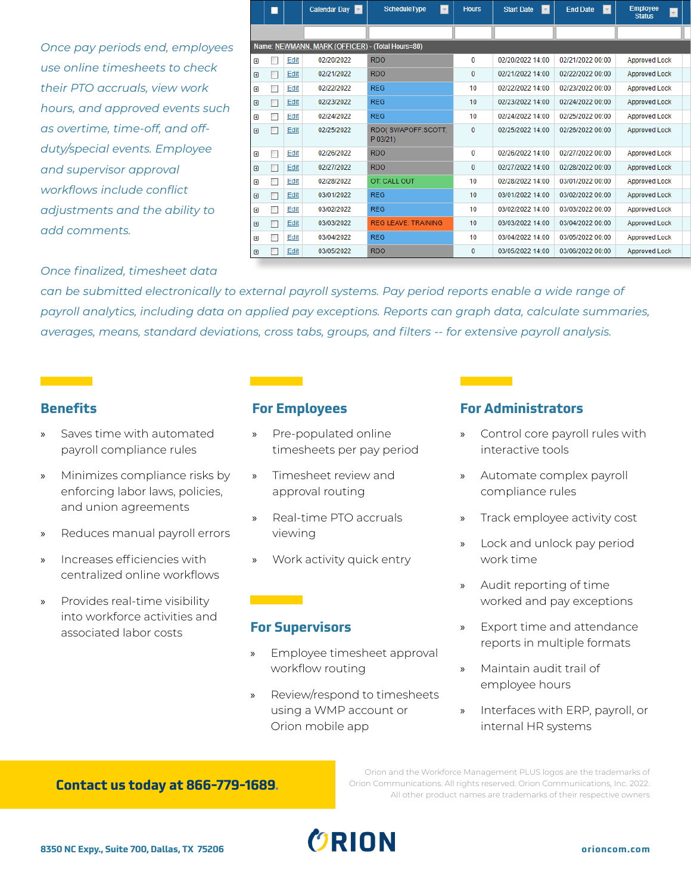*Once pay periods end, employees use online timesheets to check their PTO accruals, view work hours, and approved events such as overtime, time-off, and off-duty/special events. Employee and supervisor approval workflows include conflict adjustments and the ability to add comments.*

| | | | Calendar Day | ScheduleType | Hours | Start Date | End Date | Employee Status |
|---|---|---|---|---|---|---|---|---|
| Name: NEWMANN, MARK (OFFICER) - (Total Hours=80) | | | | | | | | |
| ⊞ | ☐ | Edit | 02/20/2022 | RDO | 0 | 02/20/2022 14:00 | 02/21/2022 00:00 | Approved Lock |
| ⊞ | ☐ | Edit | 02/21/2022 | RDO | 0 | 02/21/2022 14:00 | 02/22/2022 00:00 | Approved Lock |
| ⊞ | ☐ | Edit | 02/22/2022 | REG | 10 | 02/22/2022 14:00 | 02/23/2022 00:00 | Approved Lock |
| ⊞ | ☐ | Edit | 02/23/2022 | REG | 10 | 02/23/2022 14:00 | 02/24/2022 00:00 | Approved Lock |
| ⊞ | ☐ | Edit | 02/24/2022 | REG | 10 | 02/24/2022 14:00 | 02/25/2022 00:00 | Approved Lock |
| ⊞ | ☐ | Edit | 02/25/2022 | RDO( SWAPOFF:SCOTT, P 03/21) | 0 | 02/25/2022 14:00 | 02/26/2022 00:00 | Approved Lock |
| ⊞ | ☐ | Edit | 02/26/2022 | RDO | 0 | 02/26/2022 14:00 | 02/27/2022 00:00 | Approved Lock |
| ⊞ | ☐ | Edit | 02/27/2022 | RDO | 0 | 02/27/2022 14:00 | 02/28/2022 00:00 | Approved Lock |
| ⊞ | ☐ | Edit | 02/28/2022 | OT: CALL OUT | 10 | 02/28/2022 14:00 | 03/01/2022 00:00 | Approved Lock |
| ⊞ | ☐ | Edit | 03/01/2022 | REG | 10 | 03/01/2022 14:00 | 03/02/2022 00:00 | Approved Lock |
| ⊞ | ☐ | Edit | 03/02/2022 | REG | 10 | 03/02/2022 14:00 | 03/03/2022 00:00 | Approved Lock |
| ⊞ | ☐ | Edit | 03/03/2022 | REG LEAVE: TRAINING | 10 | 03/03/2022 14:00 | 03/04/2022 00:00 | Approved Lock |
| ⊞ | ☐ | Edit | 03/04/2022 | REG | 10 | 03/04/2022 14:00 | 03/05/2022 00:00 | Approved Lock |
| ⊞ | ☐ | Edit | 03/05/2022 | RDO | 0 | 03/05/2022 14:00 | 03/06/2022 00:00 | Approved Lock |

*Once finalized, timesheet data can be submitted electronically to external payroll systems. Pay period reports enable a wide range of payroll analytics, including data on applied pay exceptions. Reports can graph data, calculate summaries, averages, means, standard deviations, cross tabs, groups, and filters -- for extensive payroll analysis.*

## Benefits

- Saves time with automated payroll compliance rules
- Minimizes compliance risks by enforcing labor laws, policies, and union agreements
- Reduces manual payroll errors
- Increases efficiencies with centralized online workflows
- Provides real-time visibility into workforce activities and associated labor costs

## For Employees

- Pre-populated online timesheets per pay period
- Timesheet review and approval routing
- Real-time PTO accruals viewing
- Work activity quick entry

## For Supervisors

- Employee timesheet approval workflow routing
- Review/respond to timesheets using a WMP account or Orion mobile app

## For Administrators

- Control core payroll rules with interactive tools
- Automate complex payroll compliance rules
- Track employee activity cost
- Lock and unlock pay period work time
- Audit reporting of time worked and pay exceptions
- Export time and attendance reports in multiple formats
- Maintain audit trail of employee hours
- Interfaces with ERP, payroll, or internal HR systems

**Contact us today at 866-779-1689.**

Orion and the Workforce Management PLUS logos are the trademarks of Orion Communications. All rights reserved. Orion Communications, Inc. 2022. All other product names are trademarks of their respective owners

**8350 NC Expy., Suite 700, Dallas, TX 75206**

ORION

**orioncom.com**